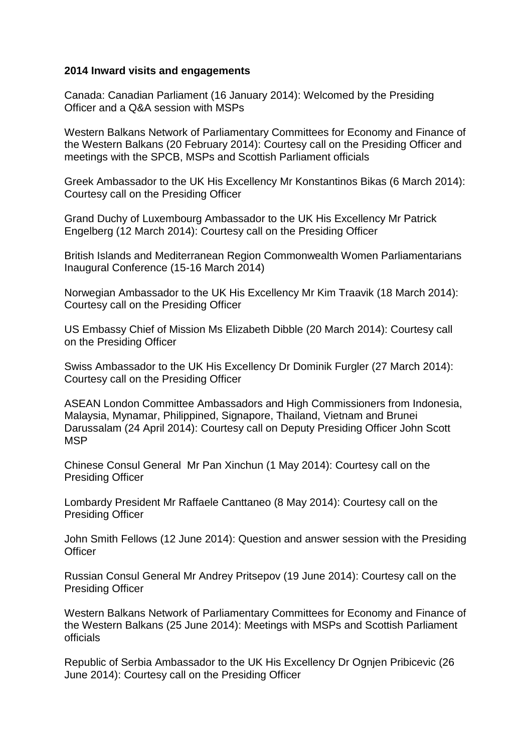**2014 Inward visits and engagements**

Canada: Canadian Parliament (16 January 2014): Welcomed by the Presiding Officer and a Q&A session with MSPs

Western Balkans Network of Parliamentary Committees for Economy and Finance of the Western Balkans (20 February 2014): Courtesy call on the Presiding Officer and meetings with the SPCB, MSPs and Scottish Parliament officials

Greek Ambassador to the UK His Excellency Mr Konstantinos Bikas (6 March 2014): Courtesy call on the Presiding Officer

Grand Duchy of Luxembourg Ambassador to the UK His Excellency Mr Patrick Engelberg (12 March 2014): Courtesy call on the Presiding Officer

British Islands and Mediterranean Region Commonwealth Women Parliamentarians Inaugural Conference (15-16 March 2014)

Norwegian Ambassador to the UK His Excellency Mr Kim Traavik (18 March 2014): Courtesy call on the Presiding Officer

US Embassy Chief of Mission Ms Elizabeth Dibble (20 March 2014): Courtesy call on the Presiding Officer

Swiss Ambassador to the UK His Excellency Dr Dominik Furgler (27 March 2014): Courtesy call on the Presiding Officer

ASEAN London Committee Ambassadors and High Commissioners from Indonesia, Malaysia, Mynamar, Philippined, Signapore, Thailand, Vietnam and Brunei Darussalam (24 April 2014): Courtesy call on Deputy Presiding Officer John Scott MSP

Chinese Consul General Mr Pan Xinchun (1 May 2014): Courtesy call on the Presiding Officer

Lombardy President Mr Raffaele Canttaneo (8 May 2014): Courtesy call on the Presiding Officer

John Smith Fellows (12 June 2014): Question and answer session with the Presiding Officer

Russian Consul General Mr Andrey Pritsepov (19 June 2014): Courtesy call on the Presiding Officer

Western Balkans Network of Parliamentary Committees for Economy and Finance of the Western Balkans (25 June 2014): Meetings with MSPs and Scottish Parliament officials

Republic of Serbia Ambassador to the UK His Excellency Dr Ognjen Pribicevic (26 June 2014): Courtesy call on the Presiding Officer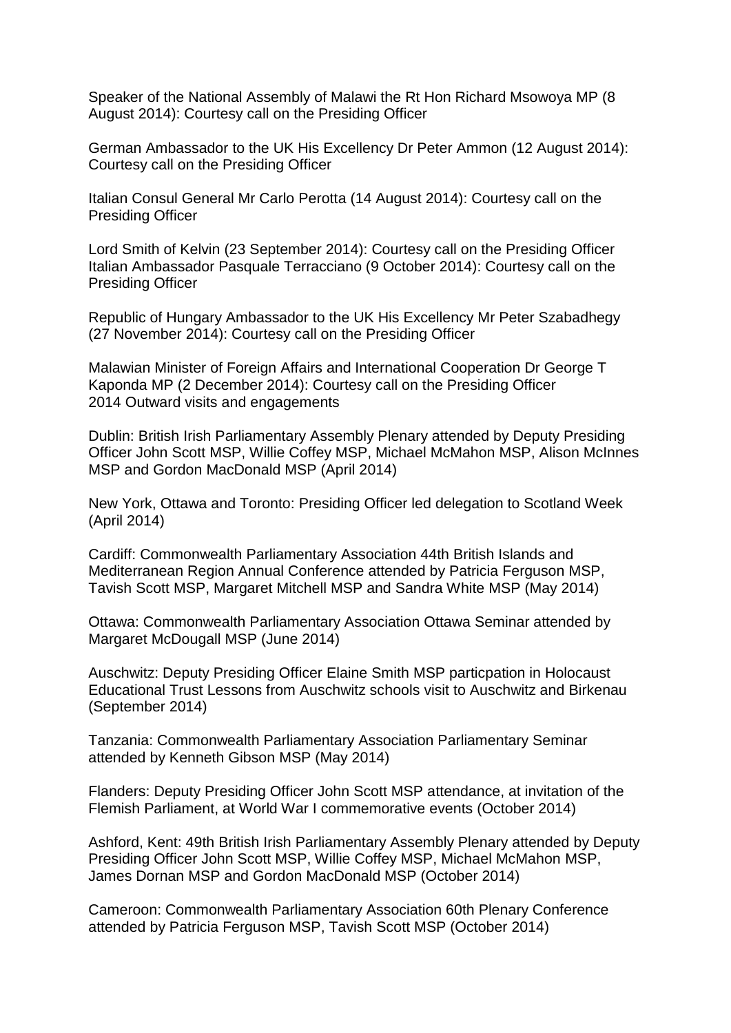Speaker of the National Assembly of Malawi the Rt Hon Richard Msowoya MP (8 August 2014): Courtesy call on the Presiding Officer

German Ambassador to the UK His Excellency Dr Peter Ammon (12 August 2014): Courtesy call on the Presiding Officer

Italian Consul General Mr Carlo Perotta (14 August 2014): Courtesy call on the Presiding Officer

Lord Smith of Kelvin (23 September 2014): Courtesy call on the Presiding Officer
Italian Ambassador Pasquale Terracciano (9 October 2014): Courtesy call on the Presiding Officer

Republic of Hungary Ambassador to the UK His Excellency Mr Peter Szabadhegy (27 November 2014): Courtesy call on the Presiding Officer

Malawian Minister of Foreign Affairs and International Cooperation Dr George T Kaponda MP (2 December 2014): Courtesy call on the Presiding Officer
2014 Outward visits and engagements

Dublin: British Irish Parliamentary Assembly Plenary attended by Deputy Presiding Officer John Scott MSP, Willie Coffey MSP, Michael McMahon MSP, Alison McInnes MSP and Gordon MacDonald MSP (April 2014)

New York, Ottawa and Toronto: Presiding Officer led delegation to Scotland Week (April 2014)

Cardiff: Commonwealth Parliamentary Association 44th British Islands and Mediterranean Region Annual Conference attended by Patricia Ferguson MSP, Tavish Scott MSP, Margaret Mitchell MSP and Sandra White MSP (May 2014)

Ottawa: Commonwealth Parliamentary Association Ottawa Seminar attended by Margaret McDougall MSP (June 2014)

Auschwitz: Deputy Presiding Officer Elaine Smith MSP particpation in Holocaust Educational Trust Lessons from Auschwitz schools visit to Auschwitz and Birkenau (September 2014)

Tanzania: Commonwealth Parliamentary Association Parliamentary Seminar attended by Kenneth Gibson MSP (May 2014)

Flanders: Deputy Presiding Officer John Scott MSP attendance, at invitation of the Flemish Parliament, at World War I commemorative events (October 2014)

Ashford, Kent: 49th British Irish Parliamentary Assembly Plenary attended by Deputy Presiding Officer John Scott MSP, Willie Coffey MSP, Michael McMahon MSP, James Dornan MSP and Gordon MacDonald MSP (October 2014)

Cameroon: Commonwealth Parliamentary Association 60th Plenary Conference attended by Patricia Ferguson MSP, Tavish Scott MSP (October 2014)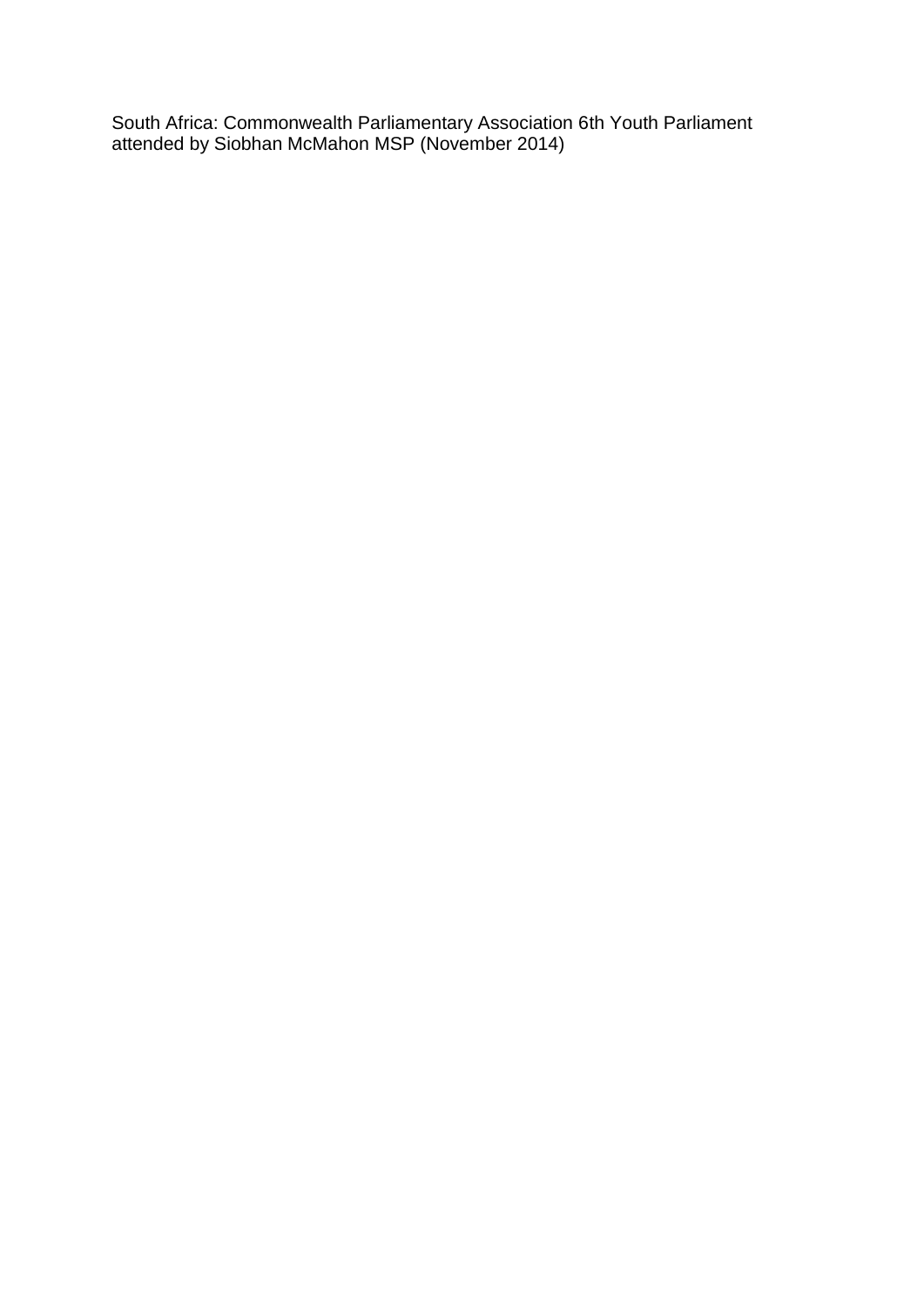South Africa: Commonwealth Parliamentary Association 6th Youth Parliament attended by Siobhan McMahon MSP (November 2014)